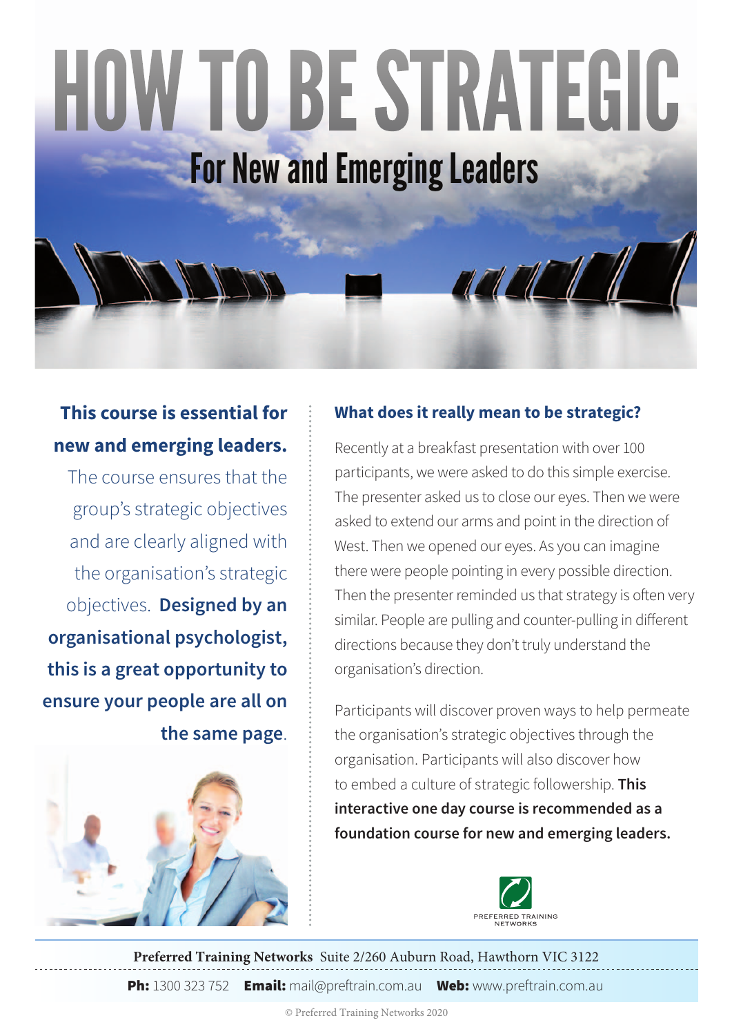# HOW TO BE STRATEGIC

## For New and Emerging Leaders

**This course is essential for new and emerging leaders.** The course ensures that the group's strategic objectives and are clearly aligned with the organisation's strategic objectives. **Designed by an organisational psychologist, this is a great opportunity to ensure your people are all on the same page**.

### What does it really mean to be strategic?

Recently at a breakfast presentation with over 100 participants, we were asked to do this simple exercise. The presenter asked us to close our eyes. Then we were asked to extend our arms and point in the direction of West. Then we opened our eyes. As you can imagine there were people pointing in every possible direction. Then the presenter reminded us that strategy is often very similar. People are pulling and counter-pulling in different directions because they don't truly understand the organisation's direction.

Participants will discover proven ways to help permeate the organisation's strategic objectives through the organisation. Participants will also discover how to embed a culture of strategic followership. **This interactive one day course is recommended as a foundation course for new and emerging leaders.**

PREFERRED TRAINING NETWORKS

**Preferred Training Networks** Suite 2/260 Auburn Road, Hawthorn VIC 3122

**Ph:** 1300 323 752 **Email:** mail@preftrain.com.au **Web:** www.preftrain.com.au

© Preferred Training Networks 2020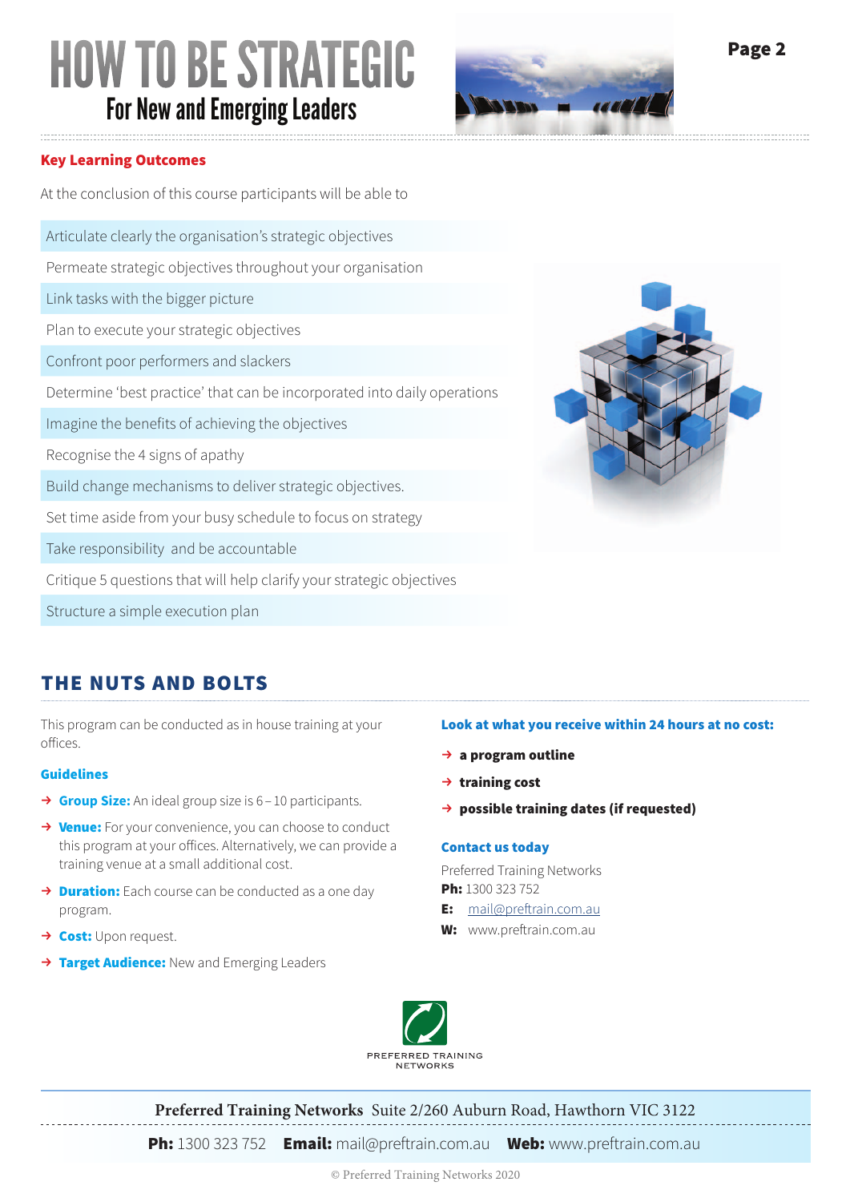# HOW TO BE STRATEGIC

## For New and Emerging Leaders

### Key Learning Outcomes

At the conclusion of this course participants will be able to

- Articulate clearly the organisation's strategic objectives
- Permeate strategic objectives throughout your organisation
- Link tasks with the bigger picture
- Plan to execute your strategic objectives
- Confront poor performers and slackers
- Determine 'best practice' that can be incorporated into daily operations
- Imagine the benefits of achieving the objectives
- Recognise the 4 signs of apathy
- Build change mechanisms to deliver strategic objectives.
- Set time aside from your busy schedule to focus on strategy
- Take responsibility and be accountable
- Critique 5 questions that will help clarify your strategic objectives
- Structure a simple execution plan

## THE NUTS AND BOLTS

This program can be conducted as in house training at your offices.

### Guidelines

- **Group Size:** An ideal group size is 6 – 10 participants.
- **Venue:** For your convenience, you can choose to conduct this program at your offices. Alternatively, we can provide a training venue at a small additional cost.
- **Duration:** Each course can be conducted as a one day program.
- **Cost:** Upon request.
- **Target Audience:** New and Emerging Leaders

### Look at what you receive within 24 hours at no cost:

- **a program outline**
- **training cost**
- **possible training dates (if requested)**

### Contact us today

Preferred Training Networks
**Ph:** 1300 323 752
**E:** mail@preftrain.com.au
**W:** www.preftrain.com.au

PREFERRED TRAINING NETWORKS

**Preferred Training Networks** Suite 2/260 Auburn Road, Hawthorn VIC 3122

**Ph:** 1300 323 752 **Email:** mail@preftrain.com.au **Web:** www.preftrain.com.au

© Preferred Training Networks 2020